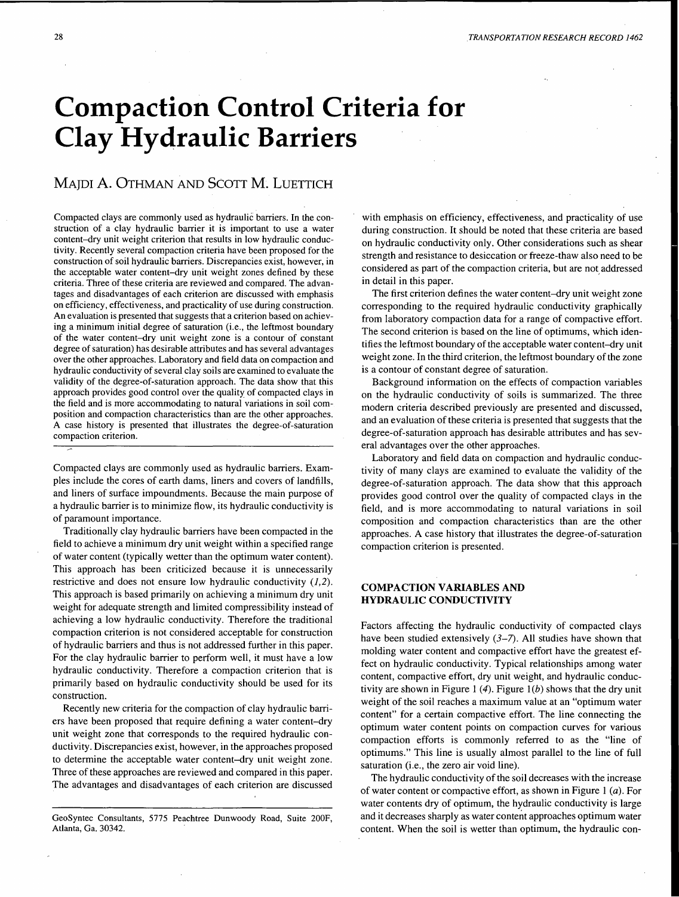# Compaction Control Criteria for Clay Hydraulic Barriers

MAJDI A. OTHMAN AND SCOTT M. LUETTICH

Compacted clays are commonly used as hydraulic barriers. In the construction of a clay hydraulic barrier it is important to use a water content–dry unit weight criterion that results in low hydraulic conductivity. Recently several compaction criteria have been proposed for the construction of soil hydraulic barriers. Discrepancies exist, however, in the acceptable water content–dry unit weight zones defined by these criteria. Three of these criteria are reviewed and compared. The advantages and disadvantages of each criterion are discussed with emphasis on efficiency, effectiveness, and practicality of use during construction. An evaluation is presented that suggests that a criterion based on achieving a minimum initial degree of saturation (i.e., the leftmost boundary of the water content–dry unit weight zone is a contour of constant degree of saturation) has desirable attributes and has several advantages over the other approaches. Laboratory and field data on compaction and hydraulic conductivity of several clay soils are examined to evaluate the validity of the degree-of-saturation approach. The data show that this approach provides good control over the quality of compacted clays in the field and is more accommodating to natural variations in soil composition and compaction characteristics than are the other approaches. A case history is presented that illustrates the degree-of-saturation compaction criterion.

Compacted clays are commonly used as hydraulic barriers. Examples include the cores of earth dams, liners and covers of landfills, and liners of surface impoundments. Because the main purpose of a hydraulic barrier is to minimize flow, its hydraulic conductivity is of paramount importance.

Traditionally clay hydraulic barriers have been compacted in the field to achieve a minimum dry unit weight within a specified range of water content (typically wetter than the optimum water content). This approach has been criticized because it is unnecessarily restrictive and does not ensure low hydraulic conductivity (*1,2*). This approach is based primarily on achieving a minimum dry unit weight for adequate strength and limited compressibility instead of achieving a low hydraulic conductivity. Therefore the traditional compaction criterion is not considered acceptable for construction of hydraulic barriers and thus is not addressed further in this paper. For the clay hydraulic barrier to perform well, it must have a low hydraulic conductivity. Therefore a compaction criterion that is primarily based on hydraulic conductivity should be used for its construction.

Recently new criteria for the compaction of clay hydraulic barriers have been proposed that require defining a water content–dry unit weight zone that corresponds to the required hydraulic conductivity. Discrepancies exist, however, in the approaches proposed to determine the acceptable water content–dry unit weight zone. Three of these approaches are reviewed and compared in this paper. The advantages and disadvantages of each criterion are discussed with emphasis on efficiency, effectiveness, and practicality of use during construction. It should be noted that these criteria are based on hydraulic conductivity only. Other considerations such as shear strength and resistance to desiccation or freeze-thaw also need to be considered as part of the compaction criteria, but are not addressed in detail in this paper.

The first criterion defines the water content–dry unit weight zone corresponding to the required hydraulic conductivity graphically from laboratory compaction data for a range of compactive effort. The second criterion is based on the line of optimums, which identifies the leftmost boundary of the acceptable water content–dry unit weight zone. In the third criterion, the leftmost boundary of the zone is a contour of constant degree of saturation.

Background information on the effects of compaction variables on the hydraulic conductivity of soils is summarized. The three modern criteria described previously are presented and discussed, and an evaluation of these criteria is presented that suggests that the degree-of-saturation approach has desirable attributes and has several advantages over the other approaches.

Laboratory and field data on compaction and hydraulic conductivity of many clays are examined to evaluate the validity of the degree-of-saturation approach. The data show that this approach provides good control over the quality of compacted clays in the field, and is more accommodating to natural variations in soil composition and compaction characteristics than are the other approaches. A case history that illustrates the degree-of-saturation compaction criterion is presented.

## COMPACTION VARIABLES AND HYDRAULIC CONDUCTIVITY

Factors affecting the hydraulic conductivity of compacted clays have been studied extensively (*3–7*). All studies have shown that molding water content and compactive effort have the greatest effect on hydraulic conductivity. Typical relationships among water content, compactive effort, dry unit weight, and hydraulic conductivity are shown in Figure 1 (*4*). Figure 1(*b*) shows that the dry unit weight of the soil reaches a maximum value at an "optimum water content" for a certain compactive effort. The line connecting the optimum water content points on compaction curves for various compaction efforts is commonly referred to as the "line of optimums." This line is usually almost parallel to the line of full saturation (i.e., the zero air void line).

The hydraulic conductivity of the soil decreases with the increase of water content or compactive effort, as shown in Figure 1 (*a*). For water contents dry of optimum, the hydraulic conductivity is large and it decreases sharply as water content approaches optimum water content. When the soil is wetter than optimum, the hydraulic con-

GeoSyntec Consultants, 5775 Peachtree Dunwoody Road, Suite 200F, Atlanta, Ga. 30342.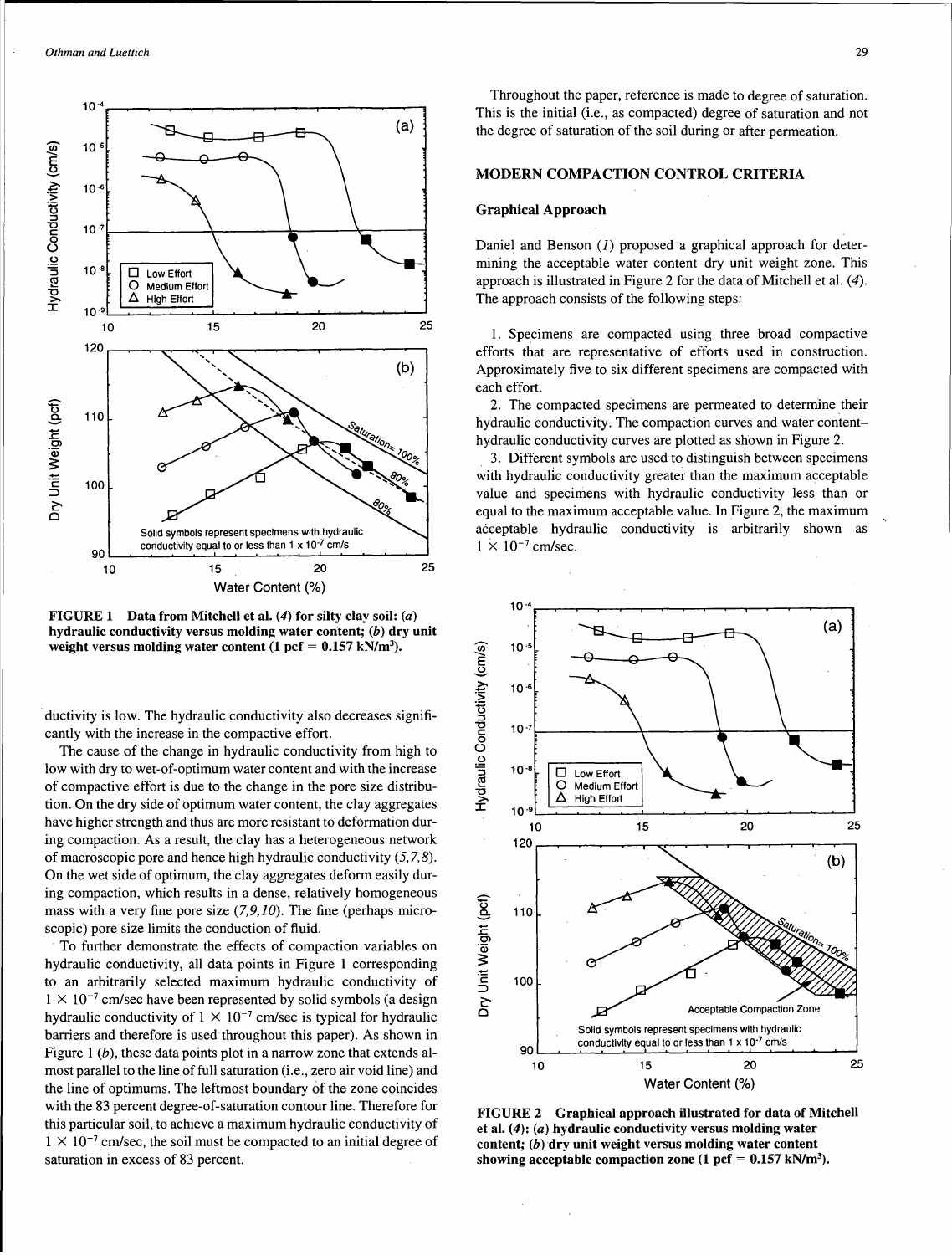FIGURE 1 Data from Mitchell et al. (4) for silty clay soil: (a) hydraulic conductivity versus molding water content; (b) dry unit weight versus molding water content (1 pcf = 0.157 kN/m³).

ductivity is low. The hydraulic conductivity also decreases significantly with the increase in the compactive effort.

The cause of the change in hydraulic conductivity from high to low with dry to wet-of-optimum water content and with the increase of compactive effort is due to the change in the pore size distribution. On the dry side of optimum water content, the clay aggregates have higher strength and thus are more resistant to deformation during compaction. As a result, the clay has a heterogeneous network of macroscopic pore and hence high hydraulic conductivity (5,7,8). On the wet side of optimum, the clay aggregates deform easily during compaction, which results in a dense, relatively homogeneous mass with a very fine pore size (7,9,10). The fine (perhaps microscopic) pore size limits the conduction of fluid.

To further demonstrate the effects of compaction variables on hydraulic conductivity, all data points in Figure 1 corresponding to an arbitrarily selected maximum hydraulic conductivity of $1 \times 10^{-7}$ cm/sec have been represented by solid symbols (a design hydraulic conductivity of $1 \times 10^{-7}$ cm/sec is typical for hydraulic barriers and therefore is used throughout this paper). As shown in Figure 1 (b), these data points plot in a narrow zone that extends almost parallel to the line of full saturation (i.e., zero air void line) and the line of optimums. The leftmost boundary of the zone coincides with the 83 percent degree-of-saturation contour line. Therefore for this particular soil, to achieve a maximum hydraulic conductivity of $1 \times 10^{-7}$ cm/sec, the soil must be compacted to an initial degree of saturation in excess of 83 percent.

Throughout the paper, reference is made to degree of saturation. This is the initial (i.e., as compacted) degree of saturation and not the degree of saturation of the soil during or after permeation.

## MODERN COMPACTION CONTROL CRITERIA

### Graphical Approach

Daniel and Benson (1) proposed a graphical approach for determining the acceptable water content–dry unit weight zone. This approach is illustrated in Figure 2 for the data of Mitchell et al. (4). The approach consists of the following steps:

1. Specimens are compacted using three broad compactive efforts that are representative of efforts used in construction. Approximately five to six different specimens are compacted with each effort.
2. The compacted specimens are permeated to determine their hydraulic conductivity. The compaction curves and water content–hydraulic conductivity curves are plotted as shown in Figure 2.
3. Different symbols are used to distinguish between specimens with hydraulic conductivity greater than the maximum acceptable value and specimens with hydraulic conductivity less than or equal to the maximum acceptable value. In Figure 2, the maximum acceptable hydraulic conductivity is arbitrarily shown as $1 \times 10^{-7}$ cm/sec.

FIGURE 2 Graphical approach illustrated for data of Mitchell et al. (4): (a) hydraulic conductivity versus molding water content; (b) dry unit weight versus molding water content showing acceptable compaction zone (1 pcf = 0.157 kN/m³).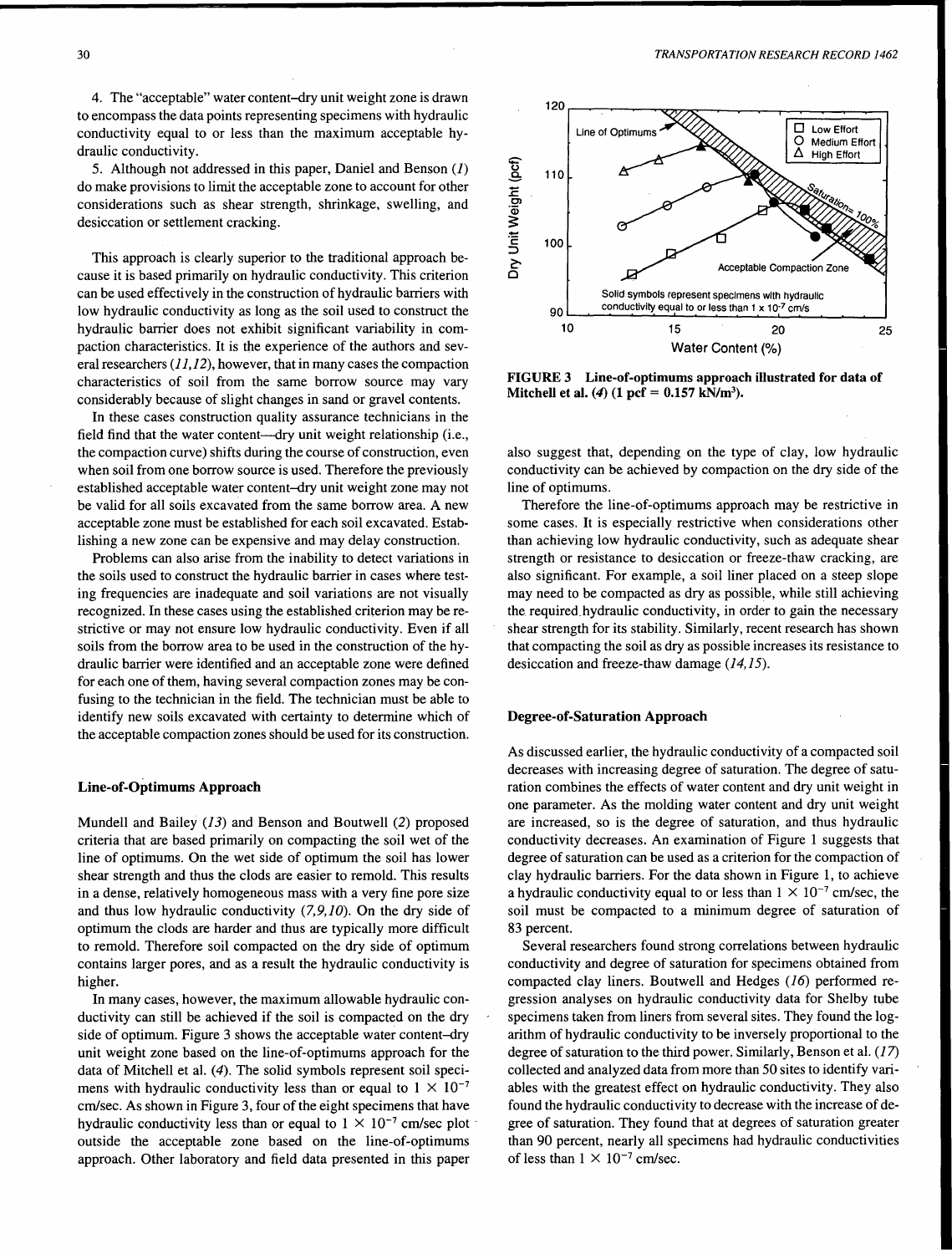4. The "acceptable" water content–dry unit weight zone is drawn to encompass the data points representing specimens with hydraulic conductivity equal to or less than the maximum acceptable hydraulic conductivity.

5. Although not addressed in this paper, Daniel and Benson (*1*) do make provisions to limit the acceptable zone to account for other considerations such as shear strength, shrinkage, swelling, and desiccation or settlement cracking.

This approach is clearly superior to the traditional approach because it is based primarily on hydraulic conductivity. This criterion can be used effectively in the construction of hydraulic barriers with low hydraulic conductivity as long as the soil used to construct the hydraulic barrier does not exhibit significant variability in compaction characteristics. It is the experience of the authors and several researchers (*11,12*), however, that in many cases the compaction characteristics of soil from the same borrow source may vary considerably because of slight changes in sand or gravel contents.

In these cases construction quality assurance technicians in the field find that the water content—dry unit weight relationship (i.e., the compaction curve) shifts during the course of construction, even when soil from one borrow source is used. Therefore the previously established acceptable water content–dry unit weight zone may not be valid for all soils excavated from the same borrow area. A new acceptable zone must be established for each soil excavated. Establishing a new zone can be expensive and may delay construction.

Problems can also arise from the inability to detect variations in the soils used to construct the hydraulic barrier in cases where testing frequencies are inadequate and soil variations are not visually recognized. In these cases using the established criterion may be restrictive or may not ensure low hydraulic conductivity. Even if all soils from the borrow area to be used in the construction of the hydraulic barrier were identified and an acceptable zone were defined for each one of them, having several compaction zones may be confusing to the technician in the field. The technician must be able to identify new soils excavated with certainty to determine which of the acceptable compaction zones should be used for its construction.

### Line-of-Optimums Approach

Mundell and Bailey (*13*) and Benson and Boutwell (*2*) proposed criteria that are based primarily on compacting the soil wet of the line of optimums. On the wet side of optimum the soil has lower shear strength and thus the clods are easier to remold. This results in a dense, relatively homogeneous mass with a very fine pore size and thus low hydraulic conductivity (*7,9,10*). On the dry side of optimum the clods are harder and thus are typically more difficult to remold. Therefore soil compacted on the dry side of optimum contains larger pores, and as a result the hydraulic conductivity is higher.

In many cases, however, the maximum allowable hydraulic conductivity can still be achieved if the soil is compacted on the dry side of optimum. Figure 3 shows the acceptable water content–dry unit weight zone based on the line-of-optimums approach for the data of Mitchell et al. (*4*). The solid symbols represent soil specimens with hydraulic conductivity less than or equal to $1 \times 10^{-7}$ cm/sec. As shown in Figure 3, four of the eight specimens that have hydraulic conductivity less than or equal to $1 \times 10^{-7}$ cm/sec plot outside the acceptable zone based on the line-of-optimums approach. Other laboratory and field data presented in this paper also suggest that, depending on the type of clay, low hydraulic conductivity can be achieved by compaction on the dry side of the line of optimums.

**FIGURE 3 Line-of-optimums approach illustrated for data of Mitchell et al. (*4*) (1 pcf = 0.157 kN/m³).**

Therefore the line-of-optimums approach may be restrictive in some cases. It is especially restrictive when considerations other than achieving low hydraulic conductivity, such as adequate shear strength or resistance to desiccation or freeze-thaw cracking, are also significant. For example, a soil liner placed on a steep slope may need to be compacted as dry as possible, while still achieving the required hydraulic conductivity, in order to gain the necessary shear strength for its stability. Similarly, recent research has shown that compacting the soil as dry as possible increases its resistance to desiccation and freeze-thaw damage (*14,15*).

### Degree-of-Saturation Approach

As discussed earlier, the hydraulic conductivity of a compacted soil decreases with increasing degree of saturation. The degree of saturation combines the effects of water content and dry unit weight in one parameter. As the molding water content and dry unit weight are increased, so is the degree of saturation, and thus hydraulic conductivity decreases. An examination of Figure 1 suggests that degree of saturation can be used as a criterion for the compaction of clay hydraulic barriers. For the data shown in Figure 1, to achieve a hydraulic conductivity equal to or less than $1 \times 10^{-7}$ cm/sec, the soil must be compacted to a minimum degree of saturation of 83 percent.

Several researchers found strong correlations between hydraulic conductivity and degree of saturation for specimens obtained from compacted clay liners. Boutwell and Hedges (*16*) performed regression analyses on hydraulic conductivity data for Shelby tube specimens taken from liners from several sites. They found the logarithm of hydraulic conductivity to be inversely proportional to the degree of saturation to the third power. Similarly, Benson et al. (*17*) collected and analyzed data from more than 50 sites to identify variables with the greatest effect on hydraulic conductivity. They also found the hydraulic conductivity to decrease with the increase of degree of saturation. They found that at degrees of saturation greater than 90 percent, nearly all specimens had hydraulic conductivities of less than $1 \times 10^{-7}$ cm/sec.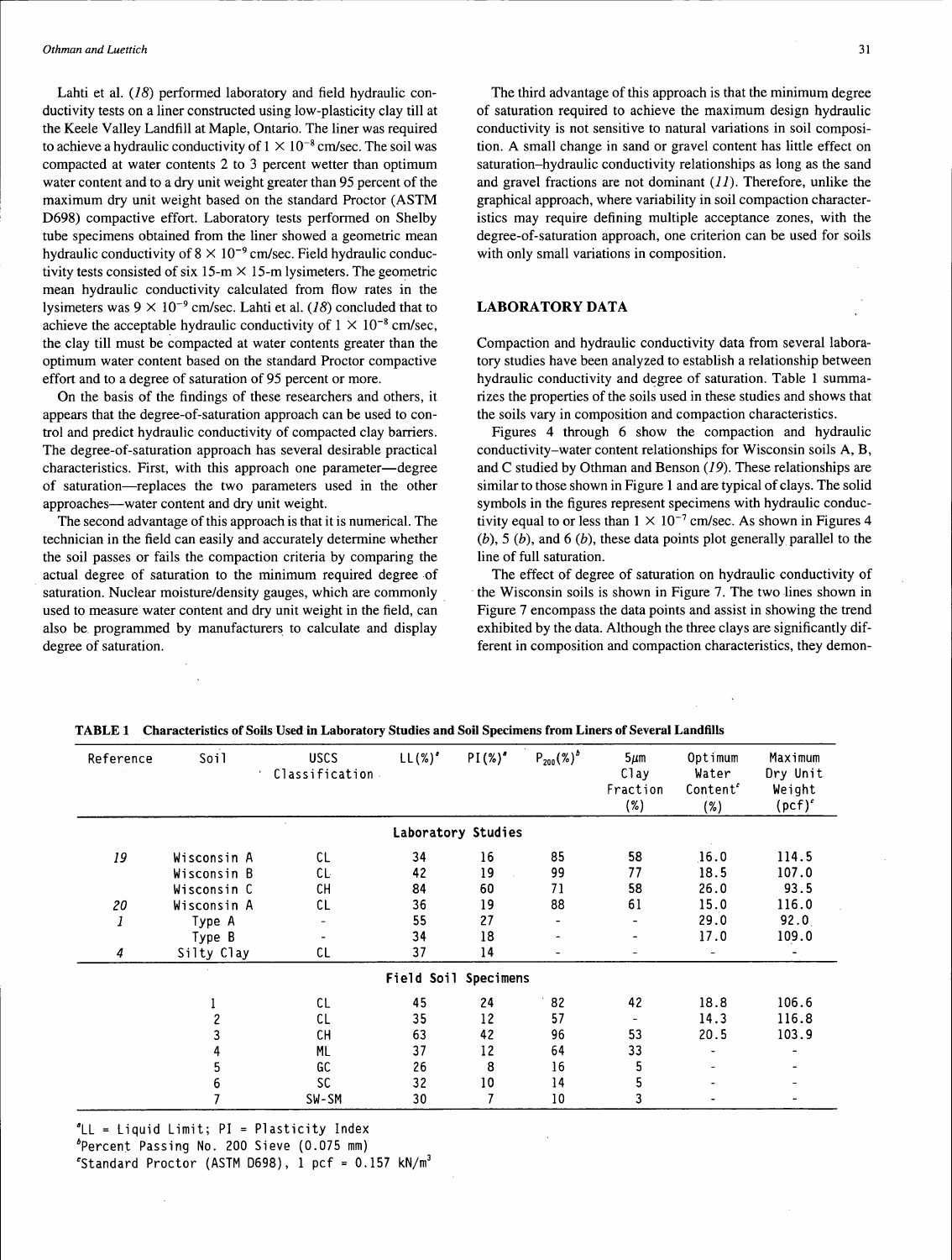Lahti et al. (*18*) performed laboratory and field hydraulic conductivity tests on a liner constructed using low-plasticity clay till at the Keele Valley Landfill at Maple, Ontario. The liner was required to achieve a hydraulic conductivity of $1 \times 10^{-8}$ cm/sec. The soil was compacted at water contents 2 to 3 percent wetter than optimum water content and to a dry unit weight greater than 95 percent of the maximum dry unit weight based on the standard Proctor (ASTM D698) compactive effort. Laboratory tests performed on Shelby tube specimens obtained from the liner showed a geometric mean hydraulic conductivity of $8 \times 10^{-9}$ cm/sec. Field hydraulic conductivity tests consisted of six 15-m × 15-m lysimeters. The geometric mean hydraulic conductivity calculated from flow rates in the lysimeters was $9 \times 10^{-9}$ cm/sec. Lahti et al. (*18*) concluded that to achieve the acceptable hydraulic conductivity of $1 \times 10^{-8}$ cm/sec, the clay till must be compacted at water contents greater than the optimum water content based on the standard Proctor compactive effort and to a degree of saturation of 95 percent or more.

On the basis of the findings of these researchers and others, it appears that the degree-of-saturation approach can be used to control and predict hydraulic conductivity of compacted clay barriers. The degree-of-saturation approach has several desirable practical characteristics. First, with this approach one parameter—degree of saturation—replaces the two parameters used in the other approaches—water content and dry unit weight.

The second advantage of this approach is that it is numerical. The technician in the field can easily and accurately determine whether the soil passes or fails the compaction criteria by comparing the actual degree of saturation to the minimum required degree of saturation. Nuclear moisture/density gauges, which are commonly used to measure water content and dry unit weight in the field, can also be programmed by manufacturers to calculate and display degree of saturation.

The third advantage of this approach is that the minimum degree of saturation required to achieve the maximum design hydraulic conductivity is not sensitive to natural variations in soil composition. A small change in sand or gravel content has little effect on saturation–hydraulic conductivity relationships as long as the sand and gravel fractions are not dominant (*11*). Therefore, unlike the graphical approach, where variability in soil compaction characteristics may require defining multiple acceptance zones, with the degree-of-saturation approach, one criterion can be used for soils with only small variations in composition.

## LABORATORY DATA

Compaction and hydraulic conductivity data from several laboratory studies have been analyzed to establish a relationship between hydraulic conductivity and degree of saturation. Table 1 summarizes the properties of the soils used in these studies and shows that the soils vary in composition and compaction characteristics.

Figures 4 through 6 show the compaction and hydraulic conductivity–water content relationships for Wisconsin soils A, B, and C studied by Othman and Benson (*19*). These relationships are similar to those shown in Figure 1 and are typical of clays. The solid symbols in the figures represent specimens with hydraulic conductivity equal to or less than $1 \times 10^{-7}$ cm/sec. As shown in Figures 4 (*b*), 5 (*b*), and 6 (*b*), these data points plot generally parallel to the line of full saturation.

The effect of degree of saturation on hydraulic conductivity of the Wisconsin soils is shown in Figure 7. The two lines shown in Figure 7 encompass the data points and assist in showing the trend exhibited by the data. Although the three clays are significantly different in composition and compaction characteristics, they demon-

**TABLE 1 Characteristics of Soils Used in Laboratory Studies and Soil Specimens from Liners of Several Landfills**

| Reference | Soil | USCS Classification | LL(%)[a] | PI(%)[a] | $P_{200}$(%)[b] | 5μm Clay Fraction (%) | Optimum Water Content[c] (%) | Maximum Dry Unit Weight (pcf)[c] |
|---|---|---|---|---|---|---|---|---|
| | | | Laboratory Studies | | | | | |
| 19 | Wisconsin A | CL | 34 | 16 | 85 | 58 | 16.0 | 114.5 |
| | Wisconsin B | CL | 42 | 19 | 99 | 77 | 18.5 | 107.0 |
| | Wisconsin C | CH | 84 | 60 | 71 | 58 | 26.0 | 93.5 |
| 20 | Wisconsin A | CL | 36 | 19 | 88 | 61 | 15.0 | 116.0 |
| 1 | Type A | - | 55 | 27 | - | - | 29.0 | 92.0 |
| | Type B | - | 34 | 18 | - | - | 17.0 | 109.0 |
| 4 | Silty Clay | CL | 37 | 14 | - | - | - | - |
| | | | Field Soil Specimens | | | | | |
| | 1 | CL | 45 | 24 | 82 | 42 | 18.8 | 106.6 |
| | 2 | CL | 35 | 12 | 57 | - | 14.3 | 116.8 |
| | 3 | CH | 63 | 42 | 96 | 53 | 20.5 | 103.9 |
| | 4 | ML | 37 | 12 | 64 | 33 | - | - |
| | 5 | GC | 26 | 8 | 16 | 5 | - | - |
| | 6 | SC | 32 | 10 | 14 | 5 | - | - |
| | 7 | SW-SM | 30 | 7 | 10 | 3 | - | - |

[a]LL = Liquid Limit; PI = Plasticity Index
[b]Percent Passing No. 200 Sieve (0.075 mm)
[c]Standard Proctor (ASTM D698), 1 pcf = 0.157 kN/m$^3$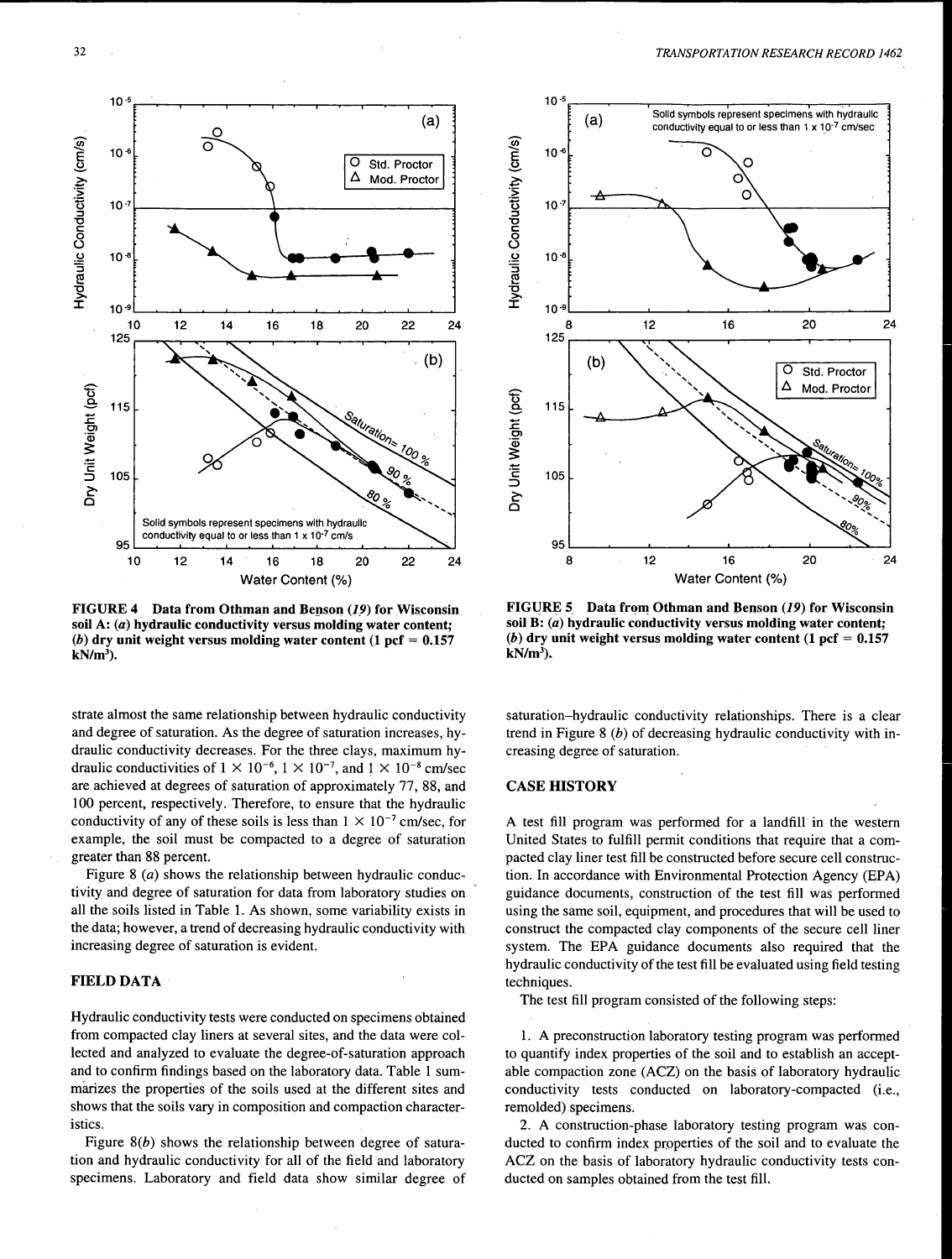FIGURE 4 Data from Othman and Benson (*19*) for Wisconsin soil A: (*a*) hydraulic conductivity versus molding water content; (*b*) dry unit weight versus molding water content (1 pcf = 0.157 kN/m³).

FIGURE 5 Data from Othman and Benson (*19*) for Wisconsin soil B: (*a*) hydraulic conductivity versus molding water content; (*b*) dry unit weight versus molding water content (1 pcf = 0.157 kN/m³).

strate almost the same relationship between hydraulic conductivity and degree of saturation. As the degree of saturation increases, hydraulic conductivity decreases. For the three clays, maximum hydraulic conductivities of $1 \times 10^{-6}$, $1 \times 10^{-7}$, and $1 \times 10^{-8}$ cm/sec are achieved at degrees of saturation of approximately 77, 88, and 100 percent, respectively. Therefore, to ensure that the hydraulic conductivity of any of these soils is less than $1 \times 10^{-7}$ cm/sec, for example, the soil must be compacted to a degree of saturation greater than 88 percent.

Figure 8 (*a*) shows the relationship between hydraulic conductivity and degree of saturation for data from laboratory studies on all the soils listed in Table 1. As shown, some variability exists in the data; however, a trend of decreasing hydraulic conductivity with increasing degree of saturation is evident.

## FIELD DATA

Hydraulic conductivity tests were conducted on specimens obtained from compacted clay liners at several sites, and the data were collected and analyzed to evaluate the degree-of-saturation approach and to confirm findings based on the laboratory data. Table 1 summarizes the properties of the soils used at the different sites and shows that the soils vary in composition and compaction characteristics.

Figure 8(*b*) shows the relationship between degree of saturation and hydraulic conductivity for all of the field and laboratory specimens. Laboratory and field data show similar degree of saturation–hydraulic conductivity relationships. There is a clear trend in Figure 8 (*b*) of decreasing hydraulic conductivity with increasing degree of saturation.

## CASE HISTORY

A test fill program was performed for a landfill in the western United States to fulfill permit conditions that require that a compacted clay liner test fill be constructed before secure cell construction. In accordance with Environmental Protection Agency (EPA) guidance documents, construction of the test fill was performed using the same soil, equipment, and procedures that will be used to construct the compacted clay components of the secure cell liner system. The EPA guidance documents also required that the hydraulic conductivity of the test fill be evaluated using field testing techniques.

The test fill program consisted of the following steps:

1. A preconstruction laboratory testing program was performed to quantify index properties of the soil and to establish an acceptable compaction zone (ACZ) on the basis of laboratory hydraulic conductivity tests conducted on laboratory-compacted (i.e., remolded) specimens.
2. A construction-phase laboratory testing program was conducted to confirm index properties of the soil and to evaluate the ACZ on the basis of laboratory hydraulic conductivity tests conducted on samples obtained from the test fill.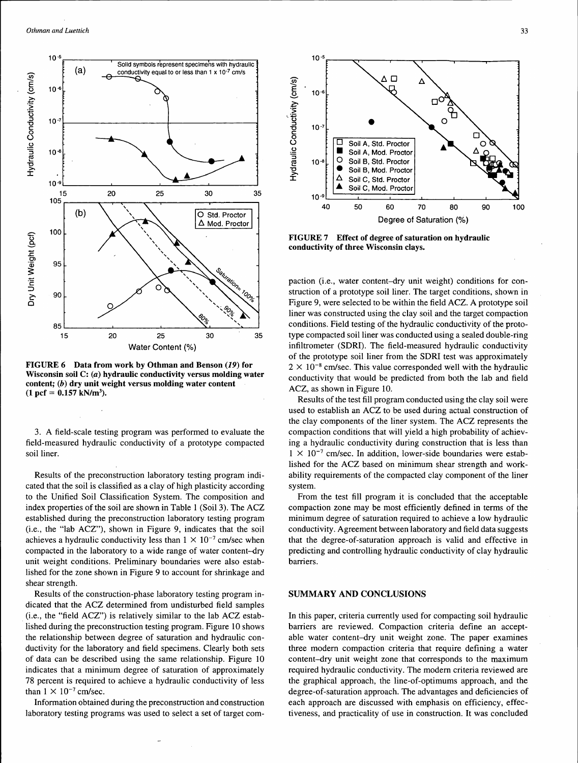**FIGURE 6 Data from work by Othman and Benson (*19*) for Wisconsin soil C: (*a*) hydraulic conductivity versus molding water content; (*b*) dry unit weight versus molding water content (1 pcf = 0.157 kN/m³).**

3. A field-scale testing program was performed to evaluate the field-measured hydraulic conductivity of a prototype compacted soil liner.

Results of the preconstruction laboratory testing program indicated that the soil is classified as a clay of high plasticity according to the Unified Soil Classification System. The composition and index properties of the soil are shown in Table 1 (Soil 3). The ACZ established during the preconstruction laboratory testing program (i.e., the "lab ACZ"), shown in Figure 9, indicates that the soil achieves a hydraulic conductivity less than $1 \times 10^{-7}$ cm/sec when compacted in the laboratory to a wide range of water content–dry unit weight conditions. Preliminary boundaries were also established for the zone shown in Figure 9 to account for shrinkage and shear strength.

Results of the construction-phase laboratory testing program indicated that the ACZ determined from undisturbed field samples (i.e., the "field ACZ") is relatively similar to the lab ACZ established during the preconstruction testing program. Figure 10 shows the relationship between degree of saturation and hydraulic conductivity for the laboratory and field specimens. Clearly both sets of data can be described using the same relationship. Figure 10 indicates that a minimum degree of saturation of approximately 78 percent is required to achieve a hydraulic conductivity of less than $1 \times 10^{-7}$ cm/sec.

Information obtained during the preconstruction and construction laboratory testing programs was used to select a set of target compaction (i.e., water content–dry unit weight) conditions for construction of a prototype soil liner. The target conditions, shown in Figure 9, were selected to be within the field ACZ. A prototype soil liner was constructed using the clay soil and the target compaction conditions. Field testing of the hydraulic conductivity of the prototype compacted soil liner was conducted using a sealed double-ring infiltrometer (SDRI). The field-measured hydraulic conductivity of the prototype soil liner from the SDRI test was approximately $2 \times 10^{-8}$ cm/sec. This value corresponded well with the hydraulic conductivity that would be predicted from both the lab and field ACZ, as shown in Figure 10.

**FIGURE 7 Effect of degree of saturation on hydraulic conductivity of three Wisconsin clays.**

Results of the test fill program conducted using the clay soil were used to establish an ACZ to be used during actual construction of the clay components of the liner system. The ACZ represents the compaction conditions that will yield a high probability of achieving a hydraulic conductivity during construction that is less than $1 \times 10^{-7}$ cm/sec. In addition, lower-side boundaries were established for the ACZ based on minimum shear strength and workability requirements of the compacted clay component of the liner system.

From the test fill program it is concluded that the acceptable compaction zone may be most efficiently defined in terms of the minimum degree of saturation required to achieve a low hydraulic conductivity. Agreement between laboratory and field data suggests that the degree-of-saturation approach is valid and effective in predicting and controlling hydraulic conductivity of clay hydraulic barriers.

## SUMMARY AND CONCLUSIONS

In this paper, criteria currently used for compacting soil hydraulic barriers are reviewed. Compaction criteria define an acceptable water content–dry unit weight zone. The paper examines three modern compaction criteria that require defining a water content–dry unit weight zone that corresponds to the maximum required hydraulic conductivity. The modern criteria reviewed are the graphical approach, the line-of-optimums approach, and the degree-of-saturation approach. The advantages and deficiencies of each approach are discussed with emphasis on efficiency, effectiveness, and practicality of use in construction. It was concluded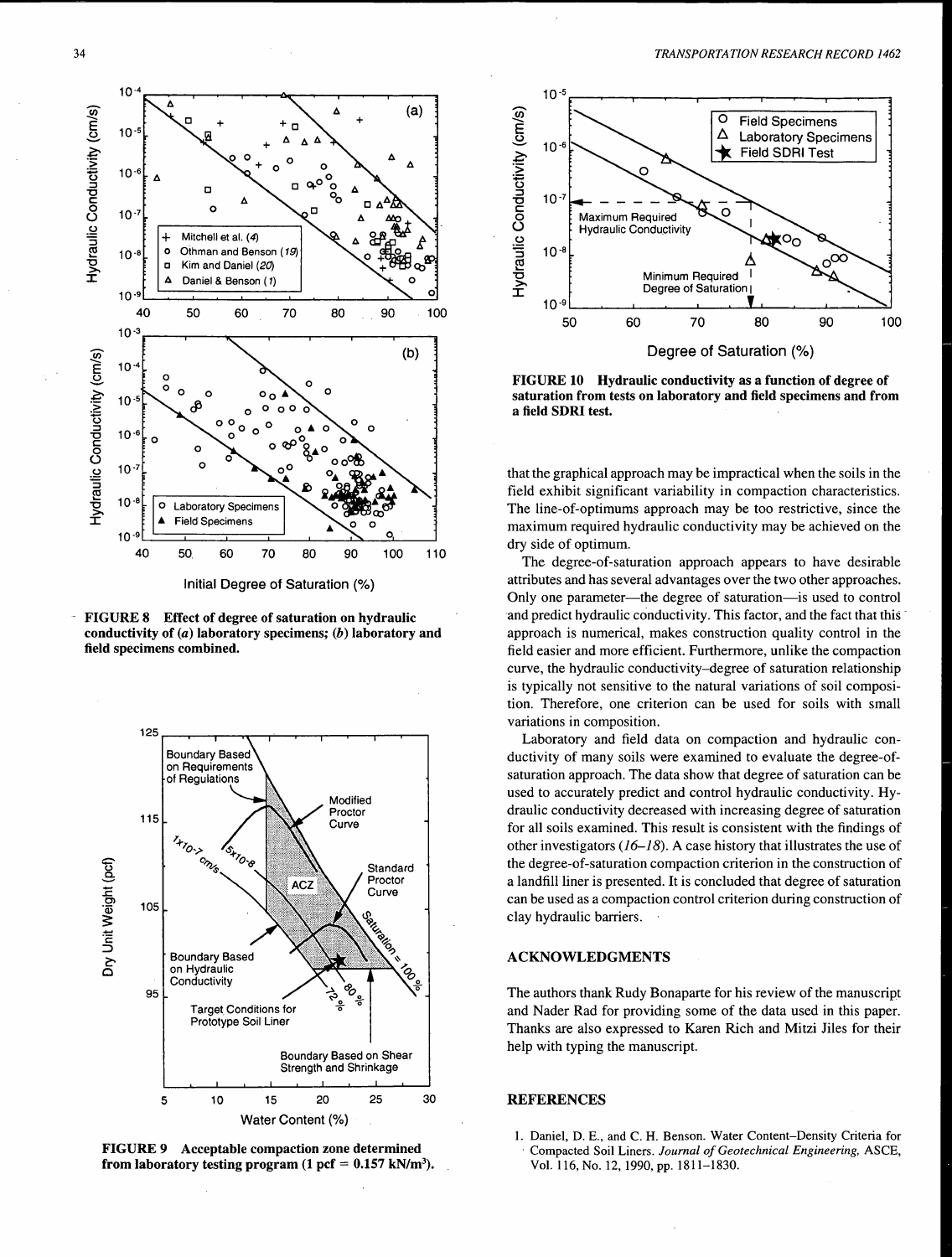FIGURE 8 Effect of degree of saturation on hydraulic conductivity of (*a*) laboratory specimens; (*b*) laboratory and field specimens combined.

FIGURE 9 Acceptable compaction zone determined from laboratory testing program (1 pcf = 0.157 kN/m$^3$).

FIGURE 10 Hydraulic conductivity as a function of degree of saturation from tests on laboratory and field specimens and from a field SDRI test.

that the graphical approach may be impractical when the soils in the field exhibit significant variability in compaction characteristics. The line-of-optimums approach may be too restrictive, since the maximum required hydraulic conductivity may be achieved on the dry side of optimum.

The degree-of-saturation approach appears to have desirable attributes and has several advantages over the two other approaches. Only one parameter—the degree of saturation—is used to control and predict hydraulic conductivity. This factor, and the fact that this approach is numerical, makes construction quality control in the field easier and more efficient. Furthermore, unlike the compaction curve, the hydraulic conductivity–degree of saturation relationship is typically not sensitive to the natural variations of soil composition. Therefore, one criterion can be used for soils with small variations in composition.

Laboratory and field data on compaction and hydraulic conductivity of many soils were examined to evaluate the degree-of-saturation approach. The data show that degree of saturation can be used to accurately predict and control hydraulic conductivity. Hydraulic conductivity decreased with increasing degree of saturation for all soils examined. This result is consistent with the findings of other investigators (*16–18*). A case history that illustrates the use of the degree-of-saturation compaction criterion in the construction of a landfill liner is presented. It is concluded that degree of saturation can be used as a compaction control criterion during construction of clay hydraulic barriers.

## ACKNOWLEDGMENTS

The authors thank Rudy Bonaparte for his review of the manuscript and Nader Rad for providing some of the data used in this paper. Thanks are also expressed to Karen Rich and Mitzi Jiles for their help with typing the manuscript.

## REFERENCES

1. Daniel, D. E., and C. H. Benson. Water Content–Density Criteria for Compacted Soil Liners. *Journal of Geotechnical Engineering,* ASCE, Vol. 116, No. 12, 1990, pp. 1811–1830.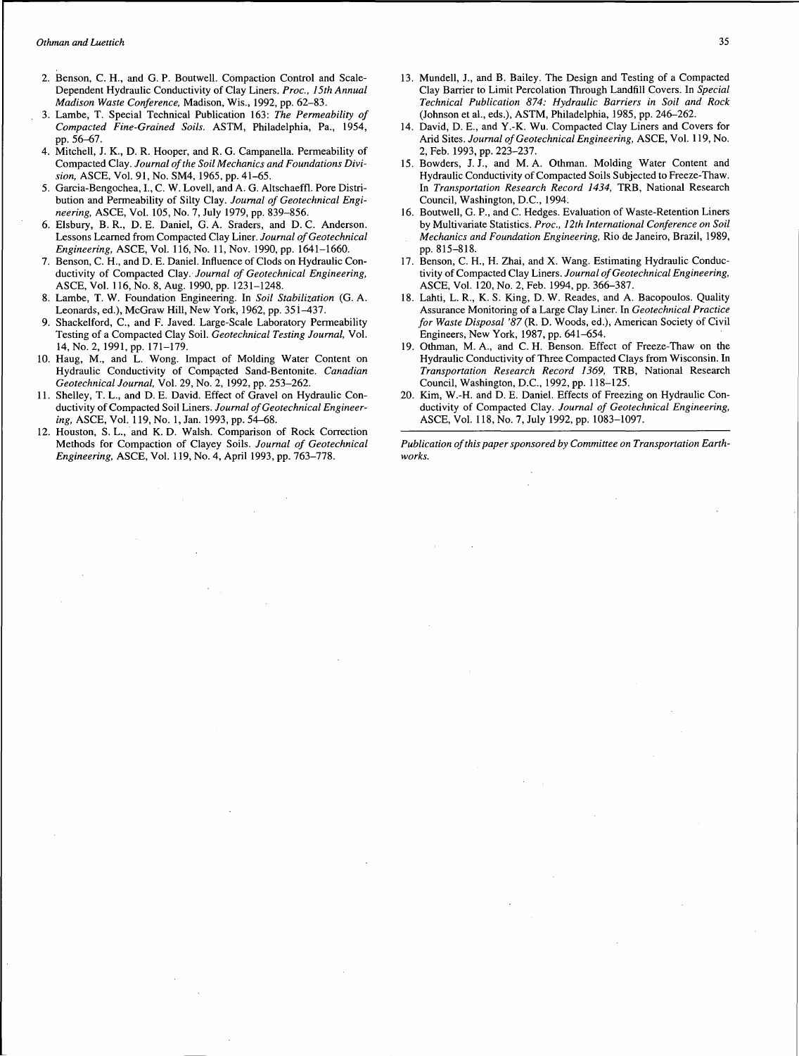2. Benson, C. H., and G. P. Boutwell. Compaction Control and Scale-Dependent Hydraulic Conductivity of Clay Liners. *Proc., 15th Annual Madison Waste Conference,* Madison, Wis., 1992, pp. 62–83.
3. Lambe, T. Special Technical Publication 163: *The Permeability of Compacted Fine-Grained Soils.* ASTM, Philadelphia, Pa., 1954, pp. 56–67.
4. Mitchell, J. K., D. R. Hooper, and R. G. Campanella. Permeability of Compacted Clay. *Journal of the Soil Mechanics and Foundations Division,* ASCE, Vol. 91, No. SM4, 1965, pp. 41–65.
5. Garcia-Bengochea, I., C. W. Lovell, and A. G. Altschaeffl. Pore Distribution and Permeability of Silty Clay. *Journal of Geotechnical Engineering,* ASCE, Vol. 105, No. 7, July 1979, pp. 839–856.
6. Elsbury, B. R., D. E. Daniel, G. A. Sraders, and D. C. Anderson. Lessons Learned from Compacted Clay Liner. *Journal of Geotechnical Engineering,* ASCE, Vol. 116, No. 11, Nov. 1990, pp. 1641–1660.
7. Benson, C. H., and D. E. Daniel. Influence of Clods on Hydraulic Conductivity of Compacted Clay. *Journal of Geotechnical Engineering,* ASCE, Vol. 116, No. 8, Aug. 1990, pp. 1231–1248.
8. Lambe, T. W. Foundation Engineering. In *Soil Stabilization* (G. A. Leonards, ed.), McGraw Hill, New York, 1962, pp. 351–437.
9. Shackelford, C., and F. Javed. Large-Scale Laboratory Permeability Testing of a Compacted Clay Soil. *Geotechnical Testing Journal,* Vol. 14, No. 2, 1991, pp. 171–179.
10. Haug, M., and L. Wong. Impact of Molding Water Content on Hydraulic Conductivity of Compacted Sand-Bentonite. *Canadian Geotechnical Journal,* Vol. 29, No. 2, 1992, pp. 253–262.
11. Shelley, T. L., and D. E. David. Effect of Gravel on Hydraulic Conductivity of Compacted Soil Liners. *Journal of Geotechnical Engineering,* ASCE, Vol. 119, No. 1, Jan. 1993, pp. 54–68.
12. Houston, S. L., and K. D. Walsh. Comparison of Rock Correction Methods for Compaction of Clayey Soils. *Journal of Geotechnical Engineering,* ASCE, Vol. 119, No. 4, April 1993, pp. 763–778.
13. Mundell, J., and B. Bailey. The Design and Testing of a Compacted Clay Barrier to Limit Percolation Through Landfill Covers. In *Special Technical Publication 874: Hydraulic Barriers in Soil and Rock* (Johnson et al., eds.), ASTM, Philadelphia, 1985, pp. 246–262.
14. David, D. E., and Y.-K. Wu. Compacted Clay Liners and Covers for Arid Sites. *Journal of Geotechnical Engineering,* ASCE, Vol. 119, No. 2, Feb. 1993, pp. 223–237.
15. Bowders, J. J., and M. A. Othman. Molding Water Content and Hydraulic Conductivity of Compacted Soils Subjected to Freeze-Thaw. In *Transportation Research Record 1434,* TRB, National Research Council, Washington, D.C., 1994.
16. Boutwell, G. P., and C. Hedges. Evaluation of Waste-Retention Liners by Multivariate Statistics. *Proc., 12th International Conference on Soil Mechanics and Foundation Engineering,* Rio de Janeiro, Brazil, 1989, pp. 815–818.
17. Benson, C. H., H. Zhai, and X. Wang. Estimating Hydraulic Conductivity of Compacted Clay Liners. *Journal of Geotechnical Engineering,* ASCE, Vol. 120, No. 2, Feb. 1994, pp. 366–387.
18. Lahti, L. R., K. S. King, D. W. Reades, and A. Bacopoulos. Quality Assurance Monitoring of a Large Clay Liner. In *Geotechnical Practice for Waste Disposal '87* (R. D. Woods, ed.), American Society of Civil Engineers, New York, 1987, pp. 641–654.
19. Othman, M. A., and C. H. Benson. Effect of Freeze-Thaw on the Hydraulic Conductivity of Three Compacted Clays from Wisconsin. In *Transportation Research Record 1369,* TRB, National Research Council, Washington, D.C., 1992, pp. 118–125.
20. Kim, W.-H. and D. E. Daniel. Effects of Freezing on Hydraulic Conductivity of Compacted Clay. *Journal of Geotechnical Engineering,* ASCE, Vol. 118, No. 7, July 1992, pp. 1083–1097.

*Publication of this paper sponsored by Committee on Transportation Earthworks.*